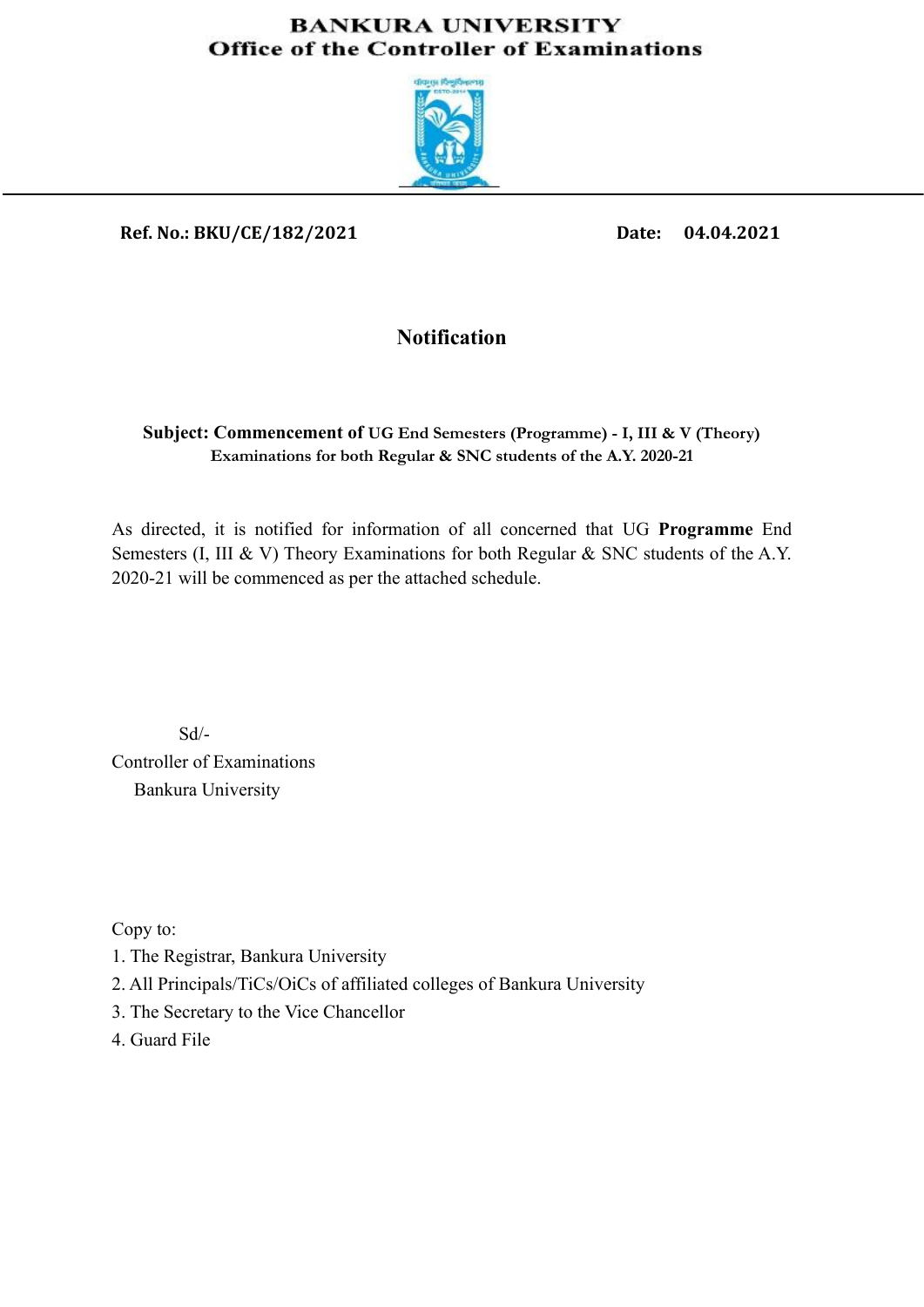# BANKURA UNIVERSITY
## Office of the Controller of Examinations

**Ref. No.: BKU/CE/182/2021** **Date: 04.04.2021**

### Notification

**Subject: Commencement of UG End Semesters (Programme) - I, III & V (Theory) Examinations for both Regular & SNC students of the A.Y. 2020-21**

As directed, it is notified for information of all concerned that UG **Programme** End Semesters (I, III & V) Theory Examinations for both Regular & SNC students of the A.Y. 2020-21 will be commenced as per the attached schedule.

Sd/-
Controller of Examinations
Bankura University

Copy to:

1. The Registrar, Bankura University
2. All Principals/TiCs/OiCs of affiliated colleges of Bankura University
3. The Secretary to the Vice Chancellor
4. Guard File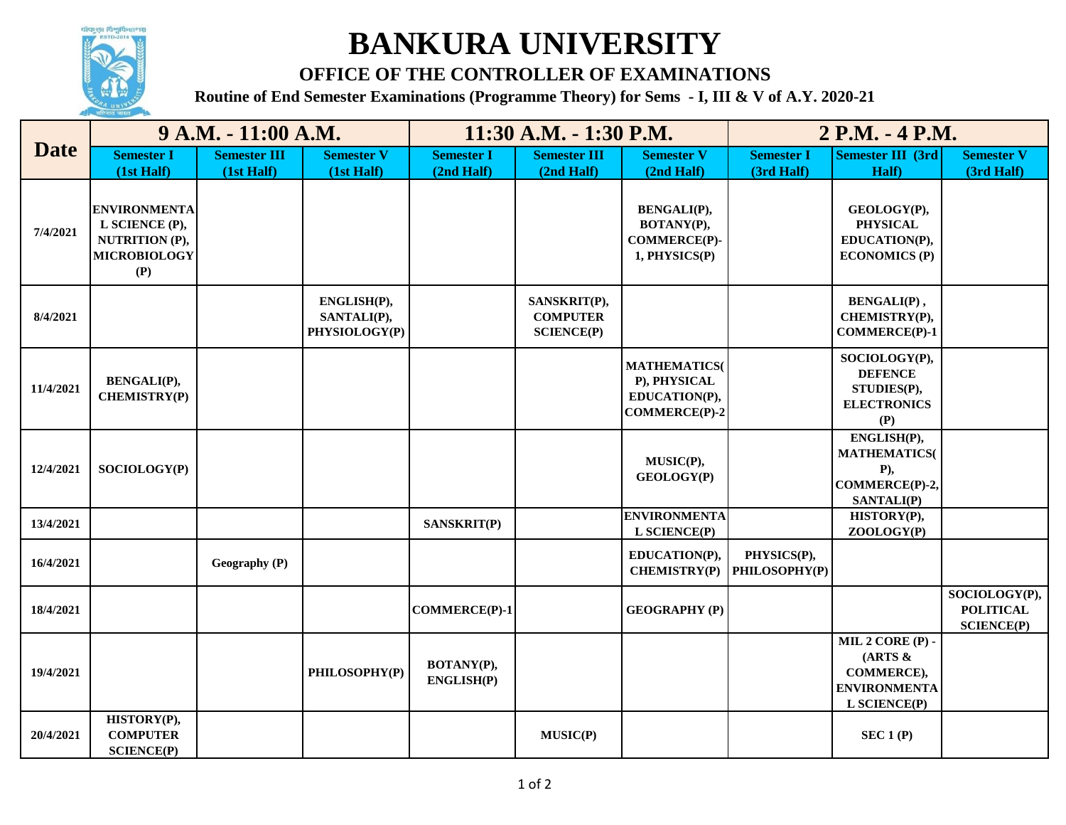# BANKURA UNIVERSITY

## OFFICE OF THE CONTROLLER OF EXAMINATIONS

### Routine of End Semester Examinations (Programme Theory) for Sems - I, III & V of A.Y. 2020-21

| Date | 9 A.M. - 11:00 A.M. | | | 11:30 A.M. - 1:30 P.M. | | | 2 P.M. - 4 P.M. | | |
|---|---|---|---|---|---|---|---|---|---|
| | Semester I (1st Half) | Semester III (1st Half) | Semester V (1st Half) | Semester I (2nd Half) | Semester III (2nd Half) | Semester V (2nd Half) | Semester I (3rd Half) | Semester III (3rd Half) | Semester V (3rd Half) |
| 7/4/2021 | ENVIRONMENTAL SCIENCE (P), NUTRITION (P), MICROBIOLOGY (P) | | | | | BENGALI(P), BOTANY(P), COMMERCE(P)-1, PHYSICS(P) | | GEOLOGY(P), PHYSICAL EDUCATION(P), ECONOMICS (P) | |
| 8/4/2021 | | | ENGLISH(P), SANTALI(P), PHYSIOLOGY(P) | | SANSKRIT(P), COMPUTER SCIENCE(P) | | | BENGALI(P) , CHEMISTRY(P), COMMERCE(P)-1 | |
| 11/4/2021 | BENGALI(P), CHEMISTRY(P) | | | | | MATHEMATICS(P), PHYSICAL EDUCATION(P), COMMERCE(P)-2 | | SOCIOLOGY(P), DEFENCE STUDIES(P), ELECTRONICS (P) | |
| 12/4/2021 | SOCIOLOGY(P) | | | | | MUSIC(P), GEOLOGY(P) | | ENGLISH(P), MATHEMATICS(P), COMMERCE(P)-2, SANTALI(P) | |
| 13/4/2021 | | | | SANSKRIT(P) | | ENVIRONMENTAL SCIENCE(P) | | HISTORY(P), ZOOLOGY(P) | |
| 16/4/2021 | | Geography (P) | | | | EDUCATION(P), CHEMISTRY(P) | PHYSICS(P), PHILOSOPHY(P) | | |
| 18/4/2021 | | | | COMMERCE(P)-1 | | GEOGRAPHY (P) | | | SOCIOLOGY(P), POLITICAL SCIENCE(P) |
| 19/4/2021 | | | PHILOSOPHY(P) | BOTANY(P), ENGLISH(P) | | | | MIL 2 CORE (P) - (ARTS & COMMERCE), ENVIRONMENTAL SCIENCE(P) | |
| 20/4/2021 | HISTORY(P), COMPUTER SCIENCE(P) | | | | MUSIC(P) | | | SEC 1 (P) | |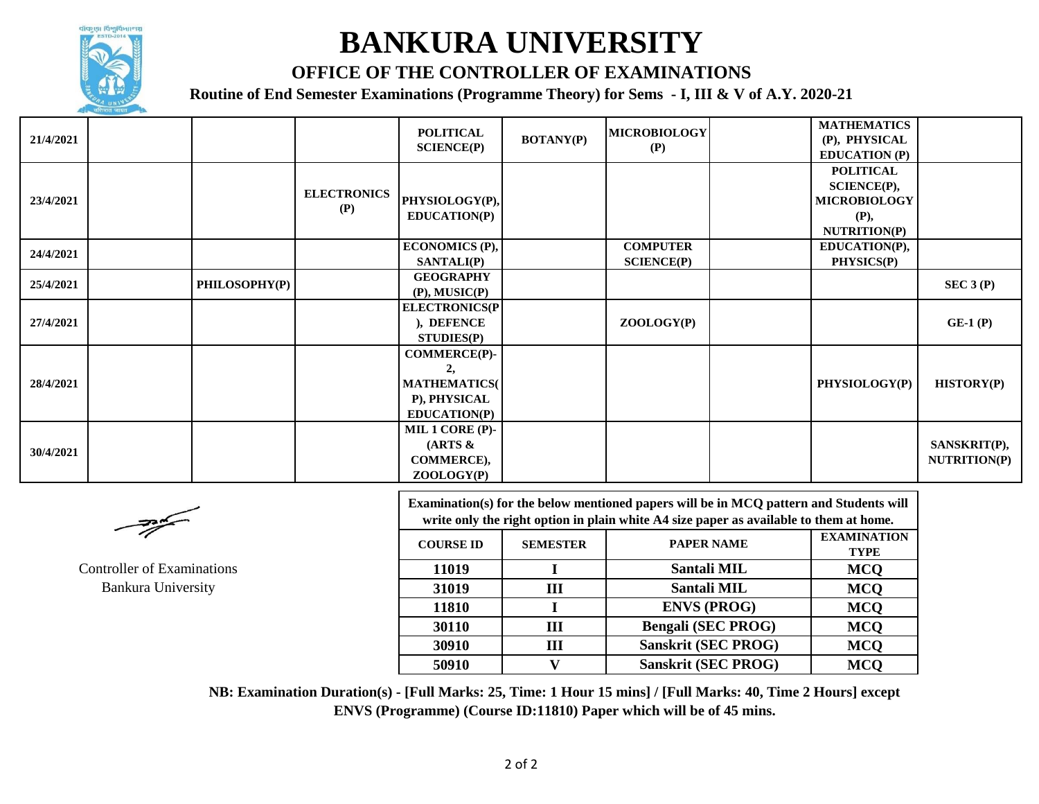# BANKURA UNIVERSITY

## OFFICE OF THE CONTROLLER OF EXAMINATIONS

**Routine of End Semester Examinations (Programme Theory) for Sems - I, III & V of A.Y. 2020-21**

| | | | | | | | | | |
|---|---|---|---|---|---|---|---|---|---|
| 21/4/2021 | | | | POLITICAL SCIENCE(P) | BOTANY(P) | MICROBIOLOGY (P) | | MATHEMATICS (P), PHYSICAL EDUCATION (P) | |
| 23/4/2021 | | | ELECTRONICS (P) | PHYSIOLOGY(P), EDUCATION(P) | | | | POLITICAL SCIENCE(P), MICROBIOLOGY (P), NUTRITION(P) | |
| 24/4/2021 | | | | ECONOMICS (P), SANTALI(P) | | COMPUTER SCIENCE(P) | | EDUCATION(P), PHYSICS(P) | |
| 25/4/2021 | | PHILOSOPHY(P) | | GEOGRAPHY (P), MUSIC(P) | | | | | SEC 3 (P) |
| 27/4/2021 | | | | ELECTRONICS(P), DEFENCE STUDIES(P) | | ZOOLOGY(P) | | | GE-1 (P) |
| 28/4/2021 | | | | COMMERCE(P)-2, MATHEMATICS(P), PHYSICAL EDUCATION(P) | | | | PHYSIOLOGY(P) | HISTORY(P) |
| 30/4/2021 | | | | MIL 1 CORE (P)-(ARTS & COMMERCE), ZOOLOGY(P) | | | | | SANSKRIT(P), NUTRITION(P) |

Controller of Examinations
Bankura University

**Examination(s) for the below mentioned papers will be in MCQ pattern and Students will write only the right option in plain white A4 size paper as available to them at home.**

| COURSE ID | SEMESTER | PAPER NAME | EXAMINATION TYPE |
|---|---|---|---|
| 11019 | I | Santali MIL | MCQ |
| 31019 | III | Santali MIL | MCQ |
| 11810 | I | ENVS (PROG) | MCQ |
| 30110 | III | Bengali (SEC PROG) | MCQ |
| 30910 | III | Sanskrit (SEC PROG) | MCQ |
| 50910 | V | Sanskrit (SEC PROG) | MCQ |

**NB: Examination Duration(s) - [Full Marks: 25, Time: 1 Hour 15 mins] / [Full Marks: 40, Time 2 Hours] except ENVS (Programme) (Course ID:11810) Paper which will be of 45 mins.**